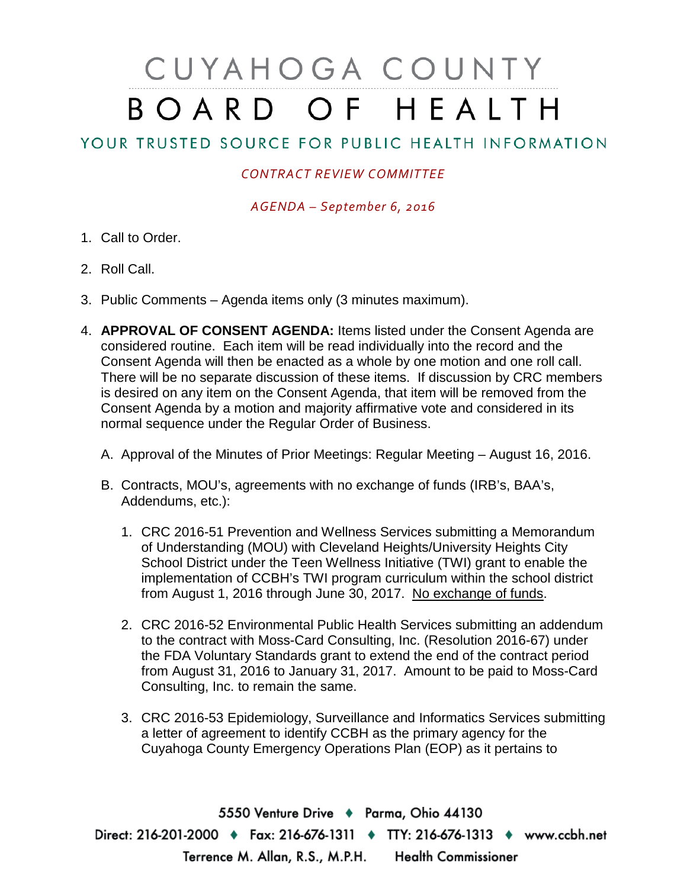# CUYAHOGA COUNTY BOARD OF HEALTH

## YOUR TRUSTED SOURCE FOR PUBLIC HEALTH INFORMATION

*CONTRACT REVIEW COMMITTEE*

*AGENDA – September 6, 2016*

1. Call to Order.

2. Roll Call.

3. Public Comments – Agenda items only (3 minutes maximum).

4. **APPROVAL OF CONSENT AGENDA:** Items listed under the Consent Agenda are considered routine. Each item will be read individually into the record and the Consent Agenda will then be enacted as a whole by one motion and one roll call. There will be no separate discussion of these items. If discussion by CRC members is desired on any item on the Consent Agenda, that item will be removed from the Consent Agenda by a motion and majority affirmative vote and considered in its normal sequence under the Regular Order of Business.

   A. Approval of the Minutes of Prior Meetings: Regular Meeting – August 16, 2016.

   B. Contracts, MOU's, agreements with no exchange of funds (IRB's, BAA's, Addendums, etc.):

      1. CRC 2016-51 Prevention and Wellness Services submitting a Memorandum of Understanding (MOU) with Cleveland Heights/University Heights City School District under the Teen Wellness Initiative (TWI) grant to enable the implementation of CCBH's TWI program curriculum within the school district from August 1, 2016 through June 30, 2017. No exchange of funds.

      2. CRC 2016-52 Environmental Public Health Services submitting an addendum to the contract with Moss-Card Consulting, Inc. (Resolution 2016-67) under the FDA Voluntary Standards grant to extend the end of the contract period from August 31, 2016 to January 31, 2017. Amount to be paid to Moss-Card Consulting, Inc. to remain the same.

      3. CRC 2016-53 Epidemiology, Surveillance and Informatics Services submitting a letter of agreement to identify CCBH as the primary agency for the Cuyahoga County Emergency Operations Plan (EOP) as it pertains to

5550 Venture Drive ♦ Parma, Ohio 44130

Direct: 216-201-2000 ♦ Fax: 216-676-1311 ♦ TTY: 216-676-1313 ♦ www.ccbh.net

Terrence M. Allan, R.S., M.P.H. Health Commissioner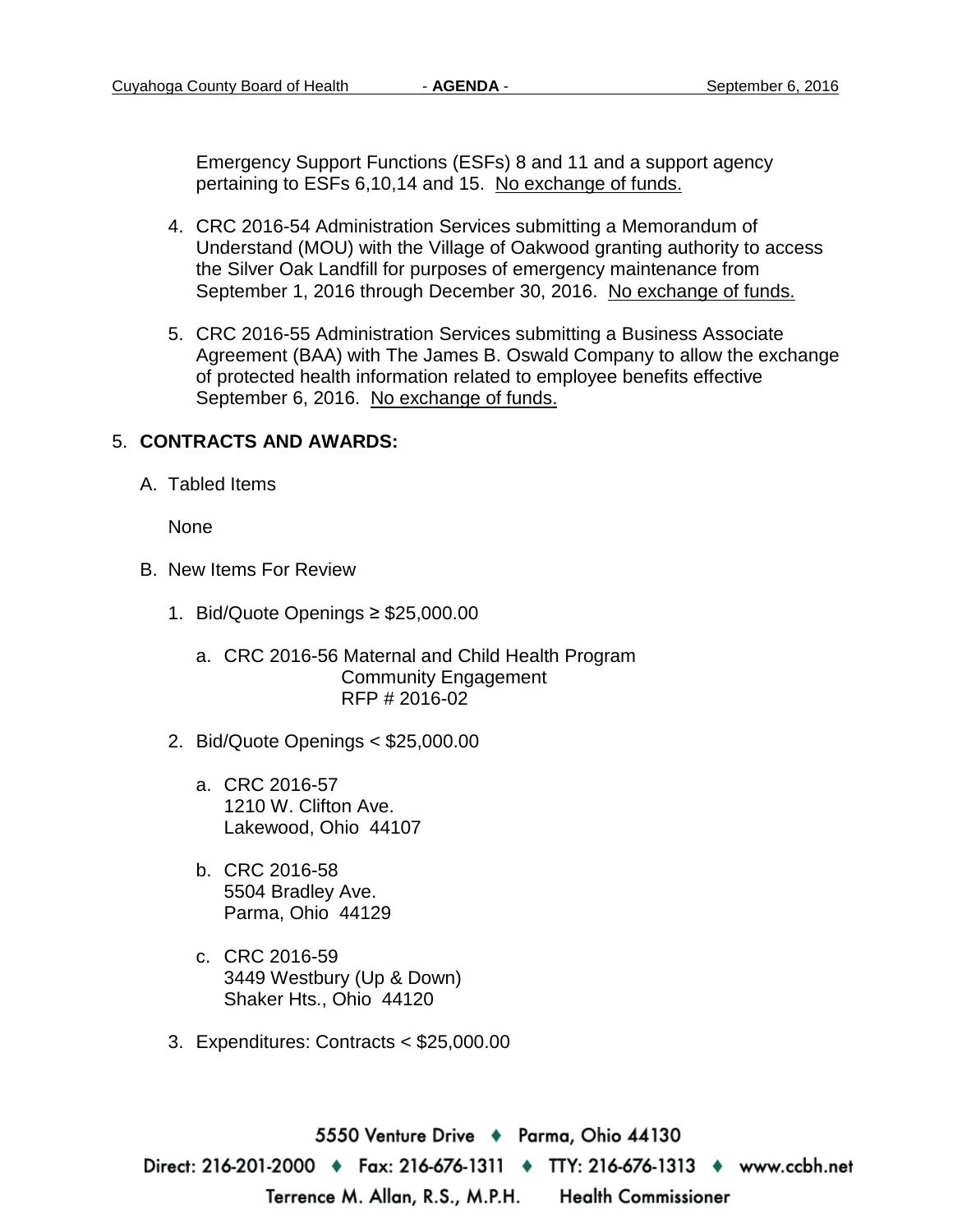Emergency Support Functions (ESFs) 8 and 11 and a support agency pertaining to ESFs 6,10,14 and 15. No exchange of funds.

4. CRC 2016-54 Administration Services submitting a Memorandum of Understand (MOU) with the Village of Oakwood granting authority to access the Silver Oak Landfill for purposes of emergency maintenance from September 1, 2016 through December 30, 2016. No exchange of funds.

5. CRC 2016-55 Administration Services submitting a Business Associate Agreement (BAA) with The James B. Oswald Company to allow the exchange of protected health information related to employee benefits effective September 6, 2016. No exchange of funds.

5. **CONTRACTS AND AWARDS:**

   A. Tabled Items

      None

   B. New Items For Review

      1. Bid/Quote Openings ≥ $25,000.00

         a. CRC 2016-56 Maternal and Child Health Program
            Community Engagement
            RFP # 2016-02

      2. Bid/Quote Openings < $25,000.00

         a. CRC 2016-57
            1210 W. Clifton Ave.
            Lakewood, Ohio 44107

         b. CRC 2016-58
            5504 Bradley Ave.
            Parma, Ohio 44129

         c. CRC 2016-59
            3449 Westbury (Up & Down)
            Shaker Hts., Ohio 44120

      3. Expenditures: Contracts < $25,000.00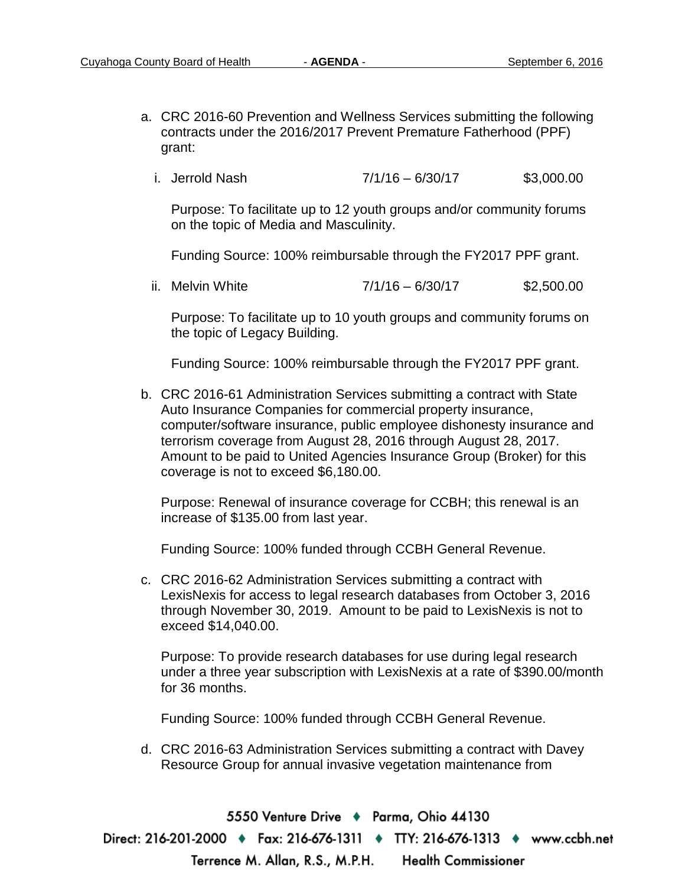a. CRC 2016-60 Prevention and Wellness Services submitting the following contracts under the 2016/2017 Prevent Premature Fatherhood (PPF) grant:

   i. Jerrold Nash    7/1/16 – 6/30/17    $3,000.00

      Purpose: To facilitate up to 12 youth groups and/or community forums on the topic of Media and Masculinity.

      Funding Source: 100% reimbursable through the FY2017 PPF grant.

   ii. Melvin White    7/1/16 – 6/30/17    $2,500.00

      Purpose: To facilitate up to 10 youth groups and community forums on the topic of Legacy Building.

      Funding Source: 100% reimbursable through the FY2017 PPF grant.

b. CRC 2016-61 Administration Services submitting a contract with State Auto Insurance Companies for commercial property insurance, computer/software insurance, public employee dishonesty insurance and terrorism coverage from August 28, 2016 through August 28, 2017. Amount to be paid to United Agencies Insurance Group (Broker) for this coverage is not to exceed $6,180.00.

   Purpose: Renewal of insurance coverage for CCBH; this renewal is an increase of $135.00 from last year.

   Funding Source: 100% funded through CCBH General Revenue.

c. CRC 2016-62 Administration Services submitting a contract with LexisNexis for access to legal research databases from October 3, 2016 through November 30, 2019. Amount to be paid to LexisNexis is not to exceed $14,040.00.

   Purpose: To provide research databases for use during legal research under a three year subscription with LexisNexis at a rate of $390.00/month for 36 months.

   Funding Source: 100% funded through CCBH General Revenue.

d. CRC 2016-63 Administration Services submitting a contract with Davey Resource Group for annual invasive vegetation maintenance from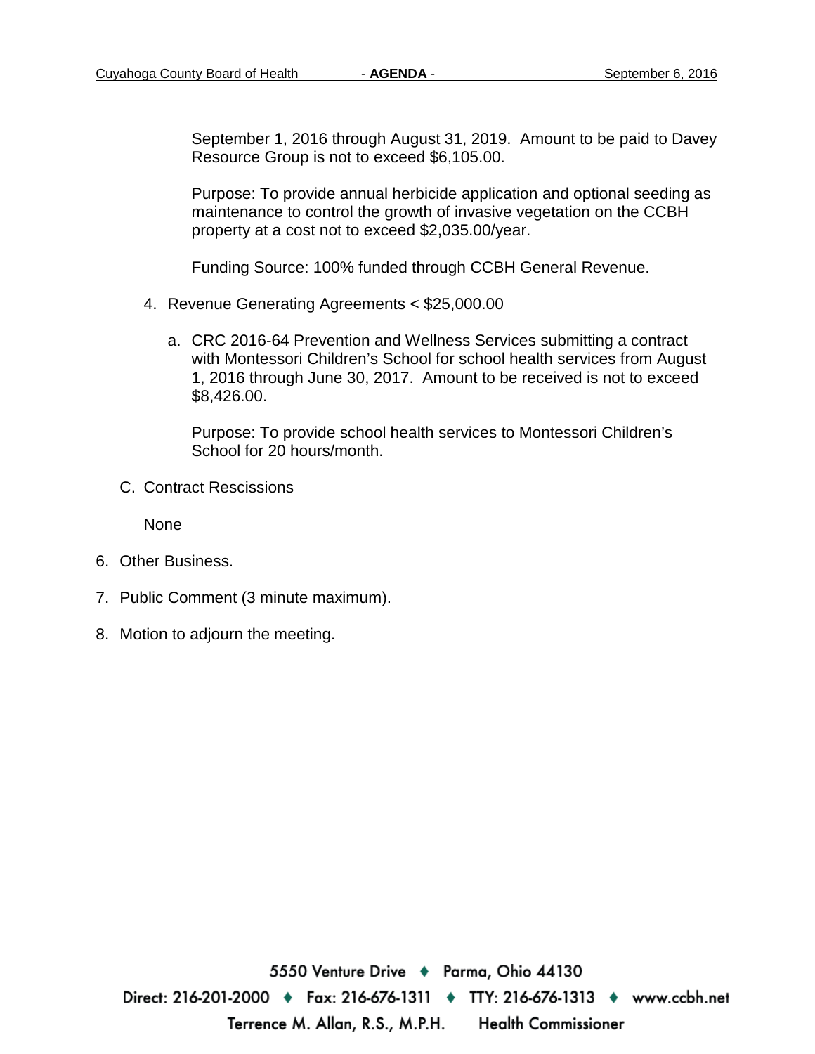September 1, 2016 through August 31, 2019. Amount to be paid to Davey Resource Group is not to exceed $6,105.00.

Purpose: To provide annual herbicide application and optional seeding as maintenance to control the growth of invasive vegetation on the CCBH property at a cost not to exceed $2,035.00/year.

Funding Source: 100% funded through CCBH General Revenue.

4. Revenue Generating Agreements < $25,000.00

   a. CRC 2016-64 Prevention and Wellness Services submitting a contract with Montessori Children's School for school health services from August 1, 2016 through June 30, 2017. Amount to be received is not to exceed $8,426.00.

      Purpose: To provide school health services to Montessori Children's School for 20 hours/month.

C. Contract Rescissions

   None

6. Other Business.

7. Public Comment (3 minute maximum).

8. Motion to adjourn the meeting.